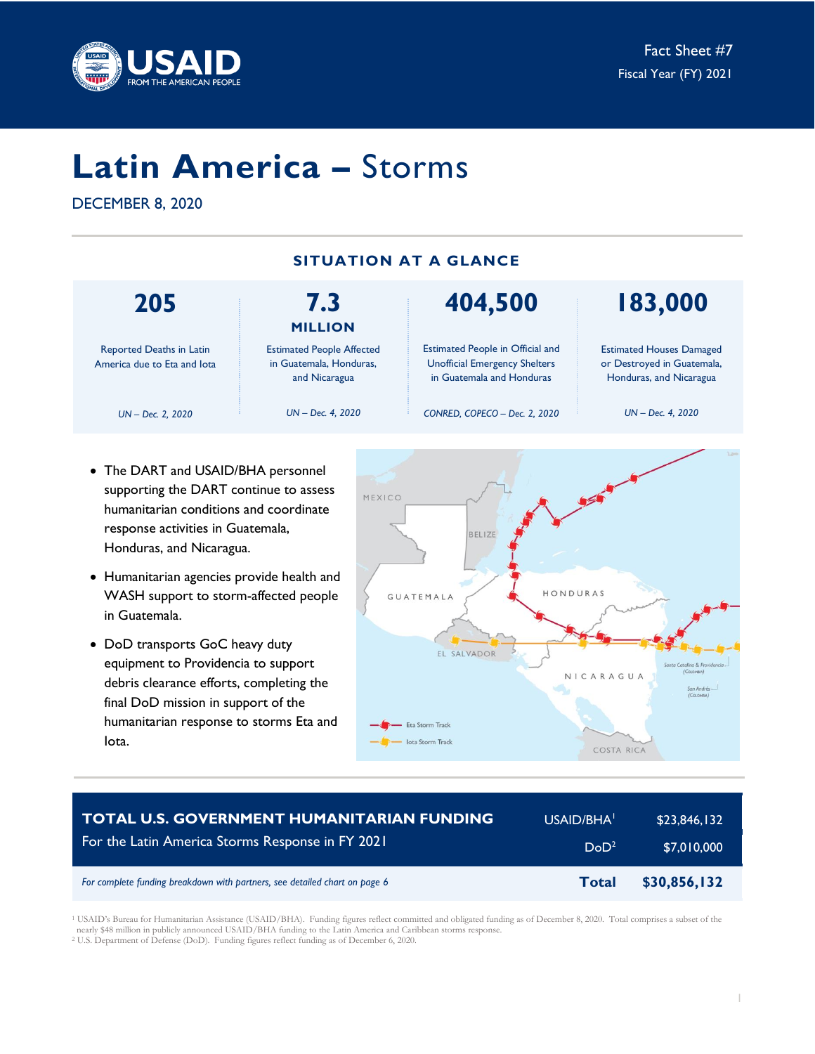Fact Sheet #7
Fiscal Year (FY) 2021

# Latin America – Storms

DECEMBER 8, 2020

## SITUATION AT A GLANCE

| 205 | 7.3 MILLION | 404,500 | 183,000 |
|---|---|---|---|
| Reported Deaths in Latin America due to Eta and Iota | Estimated People Affected in Guatemala, Honduras, and Nicaragua | Estimated People in Official and Unofficial Emergency Shelters in Guatemala and Honduras | Estimated Houses Damaged or Destroyed in Guatemala, Honduras, and Nicaragua |
| *UN – Dec. 2, 2020* | *UN – Dec. 4, 2020* | *CONRED, COPECO – Dec. 2, 2020* | *UN – Dec. 4, 2020* |

- The DART and USAID/BHA personnel supporting the DART continue to assess humanitarian conditions and coordinate response activities in Guatemala, Honduras, and Nicaragua.
- Humanitarian agencies provide health and WASH support to storm-affected people in Guatemala.
- DoD transports GoC heavy duty equipment to Providencia to support debris clearance efforts, completing the final DoD mission in support of the humanitarian response to storms Eta and Iota.

## TOTAL U.S. GOVERNMENT HUMANITARIAN FUNDING

For the Latin America Storms Response in FY 2021

| | |
|---|---|
| USAID/BHA[1] | $23,846,132 |
| DoD[2] | $7,010,000 |
| **Total** | **$30,856,132** |

*For complete funding breakdown with partners, see detailed chart on page 6*

[1] USAID's Bureau for Humanitarian Assistance (USAID/BHA). Funding figures reflect committed and obligated funding as of December 8, 2020. Total comprises a subset of the nearly $48 million in publicly announced USAID/BHA funding to the Latin America and Caribbean storms response.
[2] U.S. Department of Defense (DoD). Funding figures reflect funding as of December 6, 2020.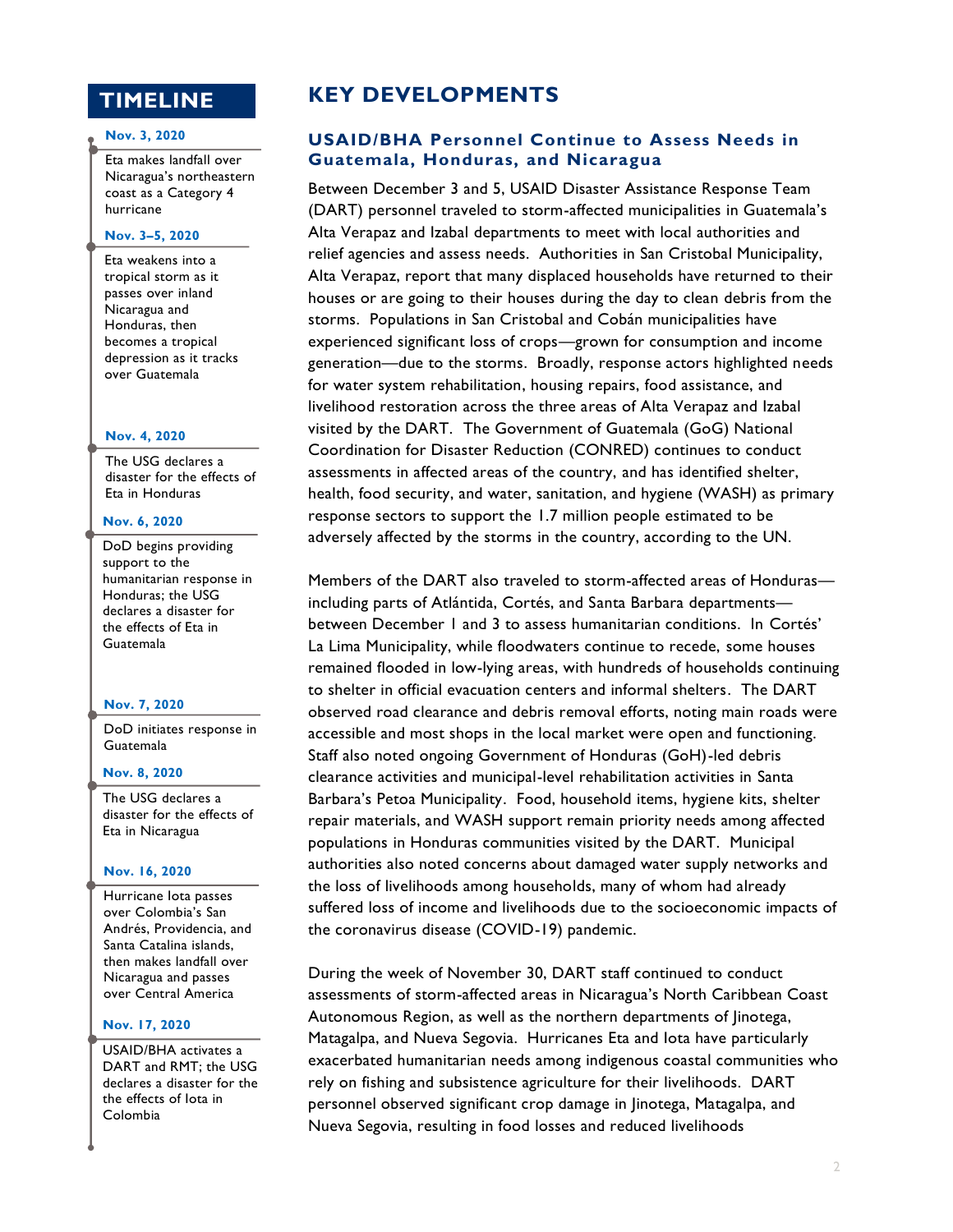## TIMELINE

**Nov. 3, 2020**

Eta makes landfall over Nicaragua's northeastern coast as a Category 4 hurricane

**Nov. 3–5, 2020**

Eta weakens into a tropical storm as it passes over inland Nicaragua and Honduras, then becomes a tropical depression as it tracks over Guatemala

**Nov. 4, 2020**

The USG declares a disaster for the effects of Eta in Honduras

**Nov. 6, 2020**

DoD begins providing support to the humanitarian response in Honduras; the USG declares a disaster for the effects of Eta in Guatemala

**Nov. 7, 2020**

DoD initiates response in Guatemala

**Nov. 8, 2020**

The USG declares a disaster for the effects of Eta in Nicaragua

**Nov. 16, 2020**

Hurricane Iota passes over Colombia's San Andrés, Providencia, and Santa Catalina islands, then makes landfall over Nicaragua and passes over Central America

**Nov. 17, 2020**

USAID/BHA activates a DART and RMT; the USG declares a disaster for the effects of Iota in Colombia

# KEY DEVELOPMENTS

### USAID/BHA Personnel Continue to Assess Needs in Guatemala, Honduras, and Nicaragua

Between December 3 and 5, USAID Disaster Assistance Response Team (DART) personnel traveled to storm-affected municipalities in Guatemala's Alta Verapaz and Izabal departments to meet with local authorities and relief agencies and assess needs. Authorities in San Cristobal Municipality, Alta Verapaz, report that many displaced households have returned to their houses or are going to their houses during the day to clean debris from the storms. Populations in San Cristobal and Cobán municipalities have experienced significant loss of crops—grown for consumption and income generation—due to the storms. Broadly, response actors highlighted needs for water system rehabilitation, housing repairs, food assistance, and livelihood restoration across the three areas of Alta Verapaz and Izabal visited by the DART. The Government of Guatemala (GoG) National Coordination for Disaster Reduction (CONRED) continues to conduct assessments in affected areas of the country, and has identified shelter, health, food security, and water, sanitation, and hygiene (WASH) as primary response sectors to support the 1.7 million people estimated to be adversely affected by the storms in the country, according to the UN.

Members of the DART also traveled to storm-affected areas of Honduras—including parts of Atlántida, Cortés, and Santa Barbara departments—between December 1 and 3 to assess humanitarian conditions. In Cortés' La Lima Municipality, while floodwaters continue to recede, some houses remained flooded in low-lying areas, with hundreds of households continuing to shelter in official evacuation centers and informal shelters. The DART observed road clearance and debris removal efforts, noting main roads were accessible and most shops in the local market were open and functioning. Staff also noted ongoing Government of Honduras (GoH)-led debris clearance activities and municipal-level rehabilitation activities in Santa Barbara's Petoa Municipality. Food, household items, hygiene kits, shelter repair materials, and WASH support remain priority needs among affected populations in Honduras communities visited by the DART. Municipal authorities also noted concerns about damaged water supply networks and the loss of livelihoods among households, many of whom had already suffered loss of income and livelihoods due to the socioeconomic impacts of the coronavirus disease (COVID-19) pandemic.

During the week of November 30, DART staff continued to conduct assessments of storm-affected areas in Nicaragua's North Caribbean Coast Autonomous Region, as well as the northern departments of Jinotega, Matagalpa, and Nueva Segovia. Hurricanes Eta and Iota have particularly exacerbated humanitarian needs among indigenous coastal communities who rely on fishing and subsistence agriculture for their livelihoods. DART personnel observed significant crop damage in Jinotega, Matagalpa, and Nueva Segovia, resulting in food losses and reduced livelihoods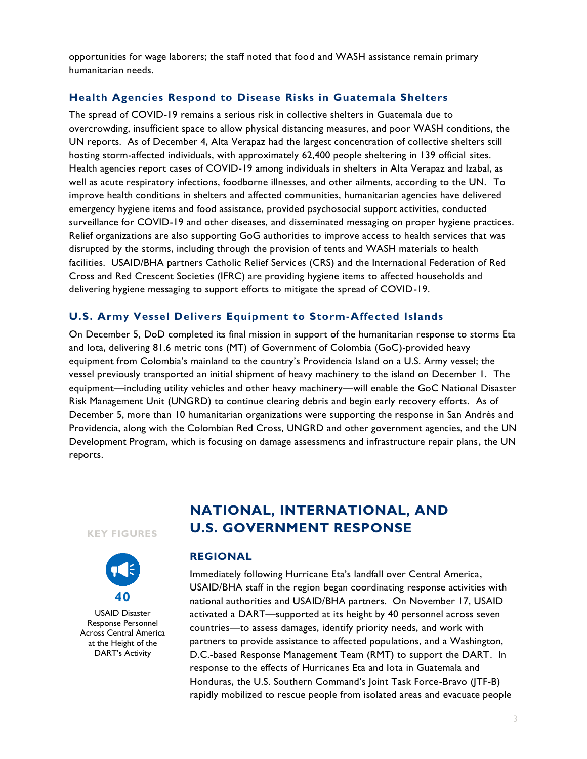opportunities for wage laborers; the staff noted that food and WASH assistance remain primary humanitarian needs.

### Health Agencies Respond to Disease Risks in Guatemala Shelters

The spread of COVID-19 remains a serious risk in collective shelters in Guatemala due to overcrowding, insufficient space to allow physical distancing measures, and poor WASH conditions, the UN reports. As of December 4, Alta Verapaz had the largest concentration of collective shelters still hosting storm-affected individuals, with approximately 62,400 people sheltering in 139 official sites. Health agencies report cases of COVID-19 among individuals in shelters in Alta Verapaz and Izabal, as well as acute respiratory infections, foodborne illnesses, and other ailments, according to the UN. To improve health conditions in shelters and affected communities, humanitarian agencies have delivered emergency hygiene items and food assistance, provided psychosocial support activities, conducted surveillance for COVID-19 and other diseases, and disseminated messaging on proper hygiene practices. Relief organizations are also supporting GoG authorities to improve access to health services that was disrupted by the storms, including through the provision of tents and WASH materials to health facilities. USAID/BHA partners Catholic Relief Services (CRS) and the International Federation of Red Cross and Red Crescent Societies (IFRC) are providing hygiene items to affected households and delivering hygiene messaging to support efforts to mitigate the spread of COVID-19.

### U.S. Army Vessel Delivers Equipment to Storm-Affected Islands

On December 5, DoD completed its final mission in support of the humanitarian response to storms Eta and Iota, delivering 81.6 metric tons (MT) of Government of Colombia (GoC)-provided heavy equipment from Colombia's mainland to the country's Providencia Island on a U.S. Army vessel; the vessel previously transported an initial shipment of heavy machinery to the island on December 1. The equipment—including utility vehicles and other heavy machinery—will enable the GoC National Disaster Risk Management Unit (UNGRD) to continue clearing debris and begin early recovery efforts. As of December 5, more than 10 humanitarian organizations were supporting the response in San Andrés and Providencia, along with the Colombian Red Cross, UNGRD and other government agencies, and the UN Development Program, which is focusing on damage assessments and infrastructure repair plans, the UN reports.

## NATIONAL, INTERNATIONAL, AND U.S. GOVERNMENT RESPONSE

**KEY FIGURES**

**40**

USAID Disaster Response Personnel Across Central America at the Height of the DART's Activity

### REGIONAL

Immediately following Hurricane Eta's landfall over Central America, USAID/BHA staff in the region began coordinating response activities with national authorities and USAID/BHA partners. On November 17, USAID activated a DART—supported at its height by 40 personnel across seven countries—to assess damages, identify priority needs, and work with partners to provide assistance to affected populations, and a Washington, D.C.-based Response Management Team (RMT) to support the DART. In response to the effects of Hurricanes Eta and Iota in Guatemala and Honduras, the U.S. Southern Command's Joint Task Force-Bravo (JTF-B) rapidly mobilized to rescue people from isolated areas and evacuate people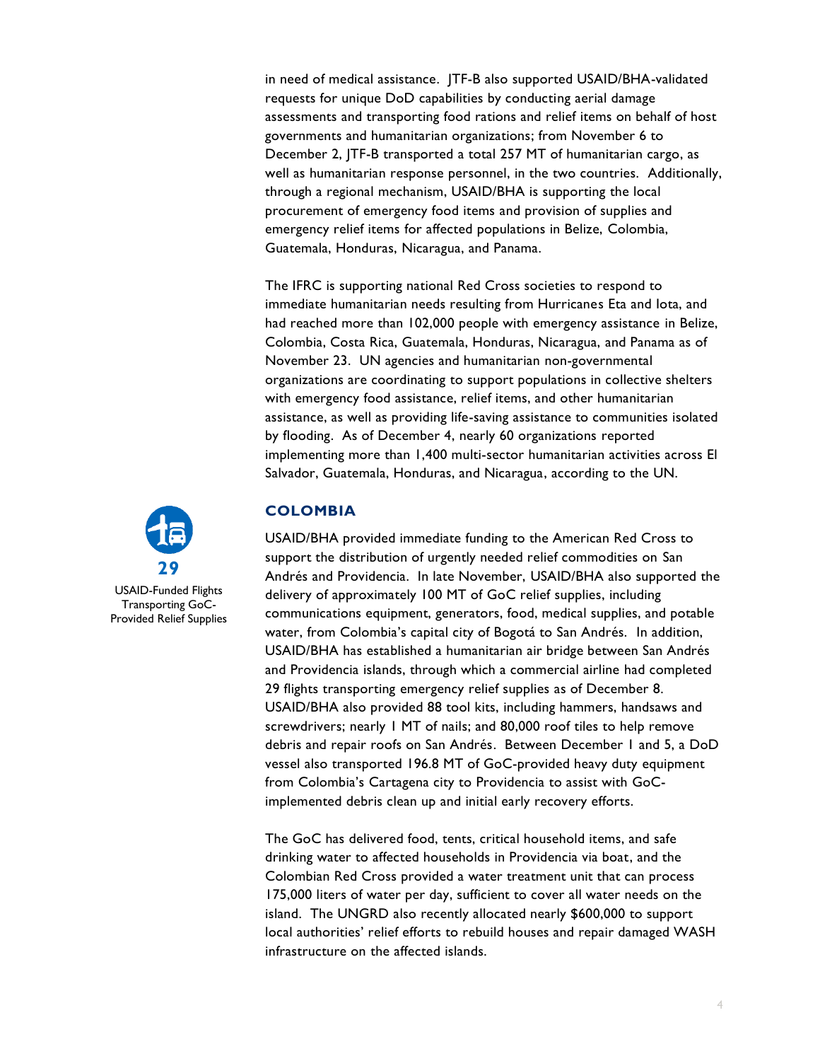in need of medical assistance. JTF-B also supported USAID/BHA-validated requests for unique DoD capabilities by conducting aerial damage assessments and transporting food rations and relief items on behalf of host governments and humanitarian organizations; from November 6 to December 2, JTF-B transported a total 257 MT of humanitarian cargo, as well as humanitarian response personnel, in the two countries. Additionally, through a regional mechanism, USAID/BHA is supporting the local procurement of emergency food items and provision of supplies and emergency relief items for affected populations in Belize, Colombia, Guatemala, Honduras, Nicaragua, and Panama.

The IFRC is supporting national Red Cross societies to respond to immediate humanitarian needs resulting from Hurricanes Eta and Iota, and had reached more than 102,000 people with emergency assistance in Belize, Colombia, Costa Rica, Guatemala, Honduras, Nicaragua, and Panama as of November 23. UN agencies and humanitarian non-governmental organizations are coordinating to support populations in collective shelters with emergency food assistance, relief items, and other humanitarian assistance, as well as providing life-saving assistance to communities isolated by flooding. As of December 4, nearly 60 organizations reported implementing more than 1,400 multi-sector humanitarian activities across El Salvador, Guatemala, Honduras, and Nicaragua, according to the UN.

## COLOMBIA

**29**
USAID-Funded Flights Transporting GoC-Provided Relief Supplies

USAID/BHA provided immediate funding to the American Red Cross to support the distribution of urgently needed relief commodities on San Andrés and Providencia. In late November, USAID/BHA also supported the delivery of approximately 100 MT of GoC relief supplies, including communications equipment, generators, food, medical supplies, and potable water, from Colombia's capital city of Bogotá to San Andrés. In addition, USAID/BHA has established a humanitarian air bridge between San Andrés and Providencia islands, through which a commercial airline had completed 29 flights transporting emergency relief supplies as of December 8. USAID/BHA also provided 88 tool kits, including hammers, handsaws and screwdrivers; nearly 1 MT of nails; and 80,000 roof tiles to help remove debris and repair roofs on San Andrés. Between December 1 and 5, a DoD vessel also transported 196.8 MT of GoC-provided heavy duty equipment from Colombia's Cartagena city to Providencia to assist with GoC-implemented debris clean up and initial early recovery efforts.

The GoC has delivered food, tents, critical household items, and safe drinking water to affected households in Providencia via boat, and the Colombian Red Cross provided a water treatment unit that can process 175,000 liters of water per day, sufficient to cover all water needs on the island. The UNGRD also recently allocated nearly $600,000 to support local authorities' relief efforts to rebuild houses and repair damaged WASH infrastructure on the affected islands.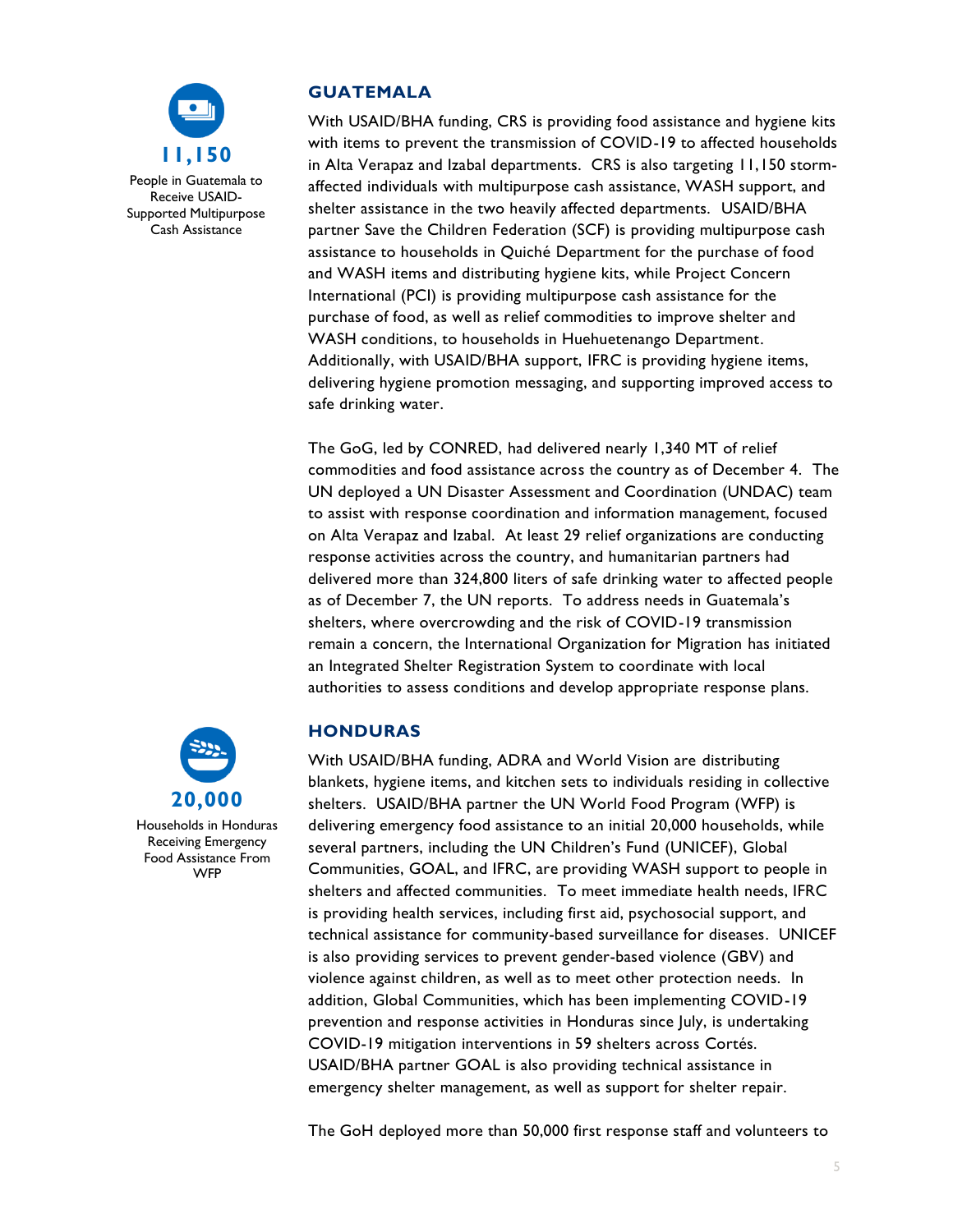**11,150**

People in Guatemala to Receive USAID-Supported Multipurpose Cash Assistance

## GUATEMALA

With USAID/BHA funding, CRS is providing food assistance and hygiene kits with items to prevent the transmission of COVID-19 to affected households in Alta Verapaz and Izabal departments. CRS is also targeting 11,150 storm-affected individuals with multipurpose cash assistance, WASH support, and shelter assistance in the two heavily affected departments. USAID/BHA partner Save the Children Federation (SCF) is providing multipurpose cash assistance to households in Quiché Department for the purchase of food and WASH items and distributing hygiene kits, while Project Concern International (PCI) is providing multipurpose cash assistance for the purchase of food, as well as relief commodities to improve shelter and WASH conditions, to households in Huehuetenango Department. Additionally, with USAID/BHA support, IFRC is providing hygiene items, delivering hygiene promotion messaging, and supporting improved access to safe drinking water.

The GoG, led by CONRED, had delivered nearly 1,340 MT of relief commodities and food assistance across the country as of December 4. The UN deployed a UN Disaster Assessment and Coordination (UNDAC) team to assist with response coordination and information management, focused on Alta Verapaz and Izabal. At least 29 relief organizations are conducting response activities across the country, and humanitarian partners had delivered more than 324,800 liters of safe drinking water to affected people as of December 7, the UN reports. To address needs in Guatemala's shelters, where overcrowding and the risk of COVID-19 transmission remain a concern, the International Organization for Migration has initiated an Integrated Shelter Registration System to coordinate with local authorities to assess conditions and develop appropriate response plans.

**20,000**

Households in Honduras Receiving Emergency Food Assistance From WFP

## HONDURAS

With USAID/BHA funding, ADRA and World Vision are distributing blankets, hygiene items, and kitchen sets to individuals residing in collective shelters. USAID/BHA partner the UN World Food Program (WFP) is delivering emergency food assistance to an initial 20,000 households, while several partners, including the UN Children's Fund (UNICEF), Global Communities, GOAL, and IFRC, are providing WASH support to people in shelters and affected communities. To meet immediate health needs, IFRC is providing health services, including first aid, psychosocial support, and technical assistance for community-based surveillance for diseases. UNICEF is also providing services to prevent gender-based violence (GBV) and violence against children, as well as to meet other protection needs. In addition, Global Communities, which has been implementing COVID-19 prevention and response activities in Honduras since July, is undertaking COVID-19 mitigation interventions in 59 shelters across Cortés. USAID/BHA partner GOAL is also providing technical assistance in emergency shelter management, as well as support for shelter repair.

The GoH deployed more than 50,000 first response staff and volunteers to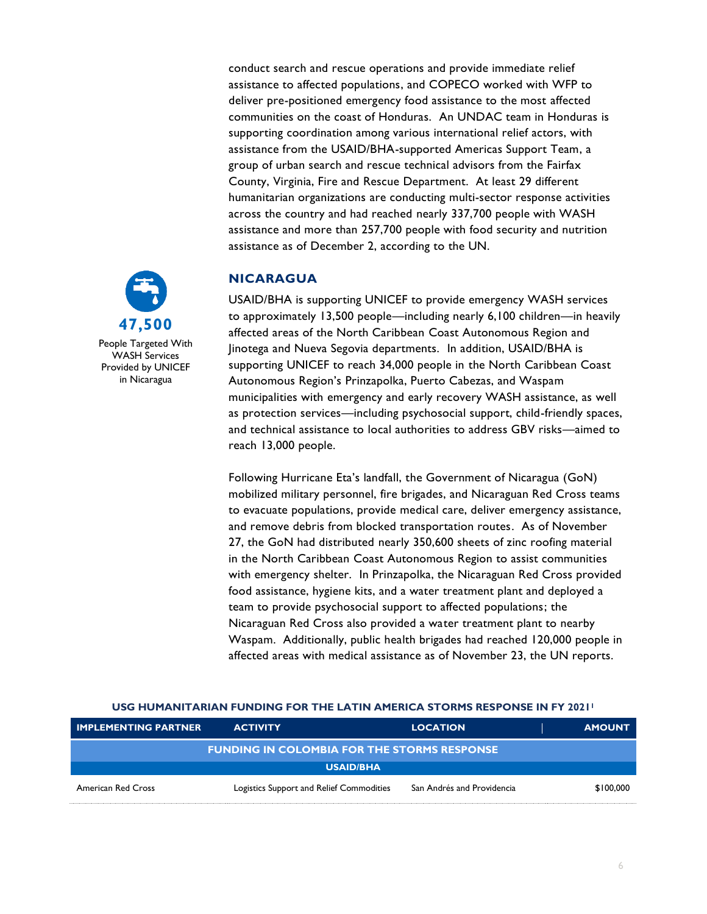conduct search and rescue operations and provide immediate relief assistance to affected populations, and COPECO worked with WFP to deliver pre-positioned emergency food assistance to the most affected communities on the coast of Honduras. An UNDAC team in Honduras is supporting coordination among various international relief actors, with assistance from the USAID/BHA-supported Americas Support Team, a group of urban search and rescue technical advisors from the Fairfax County, Virginia, Fire and Rescue Department. At least 29 different humanitarian organizations are conducting multi-sector response activities across the country and had reached nearly 337,700 people with WASH assistance and more than 257,700 people with food security and nutrition assistance as of December 2, according to the UN.

## NICARAGUA

**47,500**

People Targeted With WASH Services Provided by UNICEF in Nicaragua

USAID/BHA is supporting UNICEF to provide emergency WASH services to approximately 13,500 people—including nearly 6,100 children—in heavily affected areas of the North Caribbean Coast Autonomous Region and Jinotega and Nueva Segovia departments. In addition, USAID/BHA is supporting UNICEF to reach 34,000 people in the North Caribbean Coast Autonomous Region's Prinzapolka, Puerto Cabezas, and Waspam municipalities with emergency and early recovery WASH assistance, as well as protection services—including psychosocial support, child-friendly spaces, and technical assistance to local authorities to address GBV risks—aimed to reach 13,000 people.

Following Hurricane Eta's landfall, the Government of Nicaragua (GoN) mobilized military personnel, fire brigades, and Nicaraguan Red Cross teams to evacuate populations, provide medical care, deliver emergency assistance, and remove debris from blocked transportation routes. As of November 27, the GoN had distributed nearly 350,600 sheets of zinc roofing material in the North Caribbean Coast Autonomous Region to assist communities with emergency shelter. In Prinzapolka, the Nicaraguan Red Cross provided food assistance, hygiene kits, and a water treatment plant and deployed a team to provide psychosocial support to affected populations; the Nicaraguan Red Cross also provided a water treatment plant to nearby Waspam. Additionally, public health brigades had reached 120,000 people in affected areas with medical assistance as of November 23, the UN reports.

**USG HUMANITARIAN FUNDING FOR THE LATIN AMERICA STORMS RESPONSE IN FY 2021[1]**

| IMPLEMENTING PARTNER | ACTIVITY | LOCATION | AMOUNT |
|---|---|---|---|
| **FUNDING IN COLOMBIA FOR THE STORMS RESPONSE** | | | |
| **USAID/BHA** | | | |
| American Red Cross | Logistics Support and Relief Commodities | San Andrés and Providencia | $100,000 |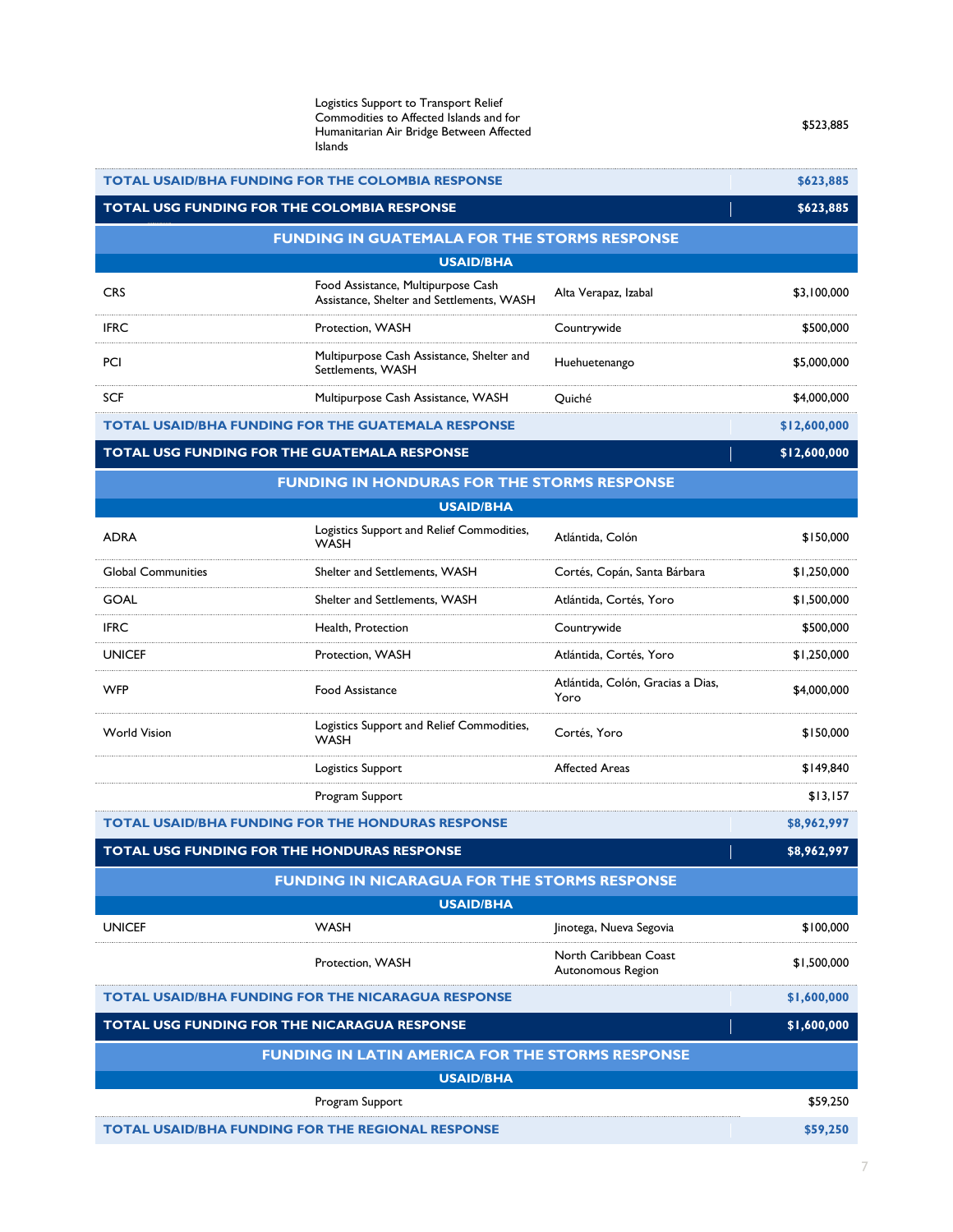| | | | |
|---|---|---|---|
| | Logistics Support to Transport Relief Commodities to Affected Islands and for Humanitarian Air Bridge Between Affected Islands | | $523,885 |
| **TOTAL USAID/BHA FUNDING FOR THE COLOMBIA RESPONSE** | | | **$623,885** |
| **TOTAL USG FUNDING FOR THE COLOMBIA RESPONSE** | | | **$623,885** |
| **FUNDING IN GUATEMALA FOR THE STORMS RESPONSE** | | | |
| **USAID/BHA** | | | |
| CRS | Food Assistance, Multipurpose Cash Assistance, Shelter and Settlements, WASH | Alta Verapaz, Izabal | $3,100,000 |
| IFRC | Protection, WASH | Countrywide | $500,000 |
| PCI | Multipurpose Cash Assistance, Shelter and Settlements, WASH | Huehuetenango | $5,000,000 |
| SCF | Multipurpose Cash Assistance, WASH | Quiché | $4,000,000 |
| **TOTAL USAID/BHA FUNDING FOR THE GUATEMALA RESPONSE** | | | **$12,600,000** |
| **TOTAL USG FUNDING FOR THE GUATEMALA RESPONSE** | | | **$12,600,000** |
| **FUNDING IN HONDURAS FOR THE STORMS RESPONSE** | | | |
| **USAID/BHA** | | | |
| ADRA | Logistics Support and Relief Commodities, WASH | Atlántida, Colón | $150,000 |
| Global Communities | Shelter and Settlements, WASH | Cortés, Copán, Santa Bárbara | $1,250,000 |
| GOAL | Shelter and Settlements, WASH | Atlántida, Cortés, Yoro | $1,500,000 |
| IFRC | Health, Protection | Countrywide | $500,000 |
| UNICEF | Protection, WASH | Atlántida, Cortés, Yoro | $1,250,000 |
| WFP | Food Assistance | Atlántida, Colón, Gracias a Dias, Yoro | $4,000,000 |
| World Vision | Logistics Support and Relief Commodities, WASH | Cortés, Yoro | $150,000 |
| | Logistics Support | Affected Areas | $149,840 |
| | Program Support | | $13,157 |
| **TOTAL USAID/BHA FUNDING FOR THE HONDURAS RESPONSE** | | | **$8,962,997** |
| **TOTAL USG FUNDING FOR THE HONDURAS RESPONSE** | | | **$8,962,997** |
| **FUNDING IN NICARAGUA FOR THE STORMS RESPONSE** | | | |
| **USAID/BHA** | | | |
| UNICEF | WASH | Jinotega, Nueva Segovia | $100,000 |
| | Protection, WASH | North Caribbean Coast Autonomous Region | $1,500,000 |
| **TOTAL USAID/BHA FUNDING FOR THE NICARAGUA RESPONSE** | | | **$1,600,000** |
| **TOTAL USG FUNDING FOR THE NICARAGUA RESPONSE** | | | **$1,600,000** |
| **FUNDING IN LATIN AMERICA FOR THE STORMS RESPONSE** | | | |
| **USAID/BHA** | | | |
| | Program Support | | $59,250 |
| **TOTAL USAID/BHA FUNDING FOR THE REGIONAL RESPONSE** | | | **$59,250** |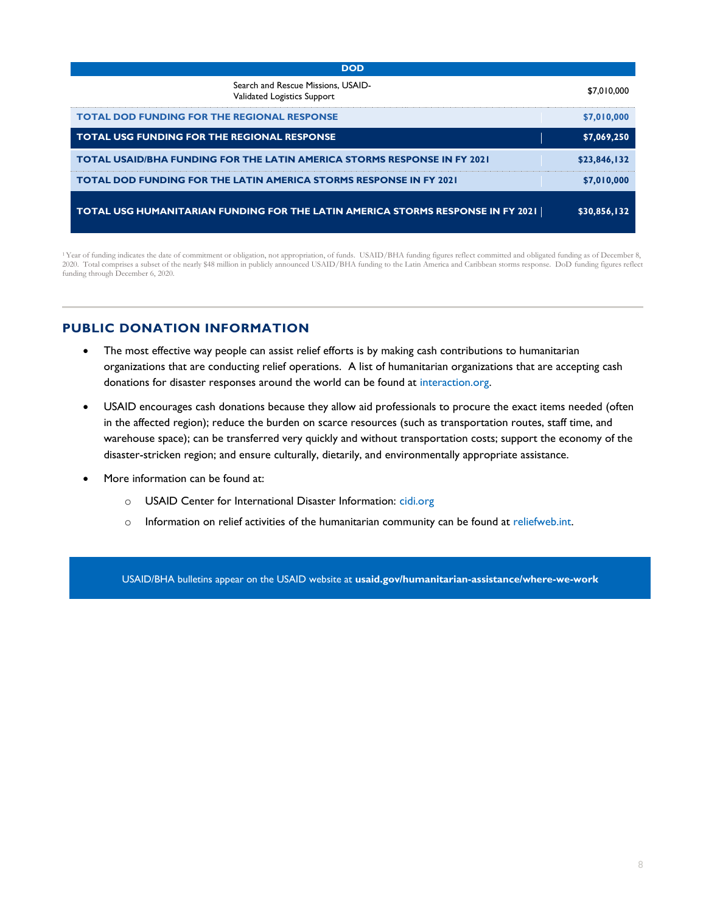| | | |
|---|---|---|
| **DOD** | | |
| | Search and Rescue Missions, USAID-Validated Logistics Support | $7,010,000 |
| **TOTAL DOD FUNDING FOR THE REGIONAL RESPONSE** | | **$7,010,000** |
| **TOTAL USG FUNDING FOR THE REGIONAL RESPONSE** | | **$7,069,250** |
| **TOTAL USAID/BHA FUNDING FOR THE LATIN AMERICA STORMS RESPONSE IN FY 2021** | | **$23,846,132** |
| **TOTAL DOD FUNDING FOR THE LATIN AMERICA STORMS RESPONSE IN FY 2021** | | **$7,010,000** |
| **TOTAL USG HUMANITARIAN FUNDING FOR THE LATIN AMERICA STORMS RESPONSE IN FY 2021** | | **$30,856,132** |

[1] Year of funding indicates the date of commitment or obligation, not appropriation, of funds. USAID/BHA funding figures reflect committed and obligated funding as of December 8, 2020. Total comprises a subset of the nearly $48 million in publicly announced USAID/BHA funding to the Latin America and Caribbean storms response. DoD funding figures reflect funding through December 6, 2020.

## PUBLIC DONATION INFORMATION

- The most effective way people can assist relief efforts is by making cash contributions to humanitarian organizations that are conducting relief operations. A list of humanitarian organizations that are accepting cash donations for disaster responses around the world can be found at interaction.org.
- USAID encourages cash donations because they allow aid professionals to procure the exact items needed (often in the affected region); reduce the burden on scarce resources (such as transportation routes, staff time, and warehouse space); can be transferred very quickly and without transportation costs; support the economy of the disaster-stricken region; and ensure culturally, dietarily, and environmentally appropriate assistance.
- More information can be found at:
  - USAID Center for International Disaster Information: cidi.org
  - Information on relief activities of the humanitarian community can be found at reliefweb.int.

USAID/BHA bulletins appear on the USAID website at **usaid.gov/humanitarian-assistance/where-we-work**